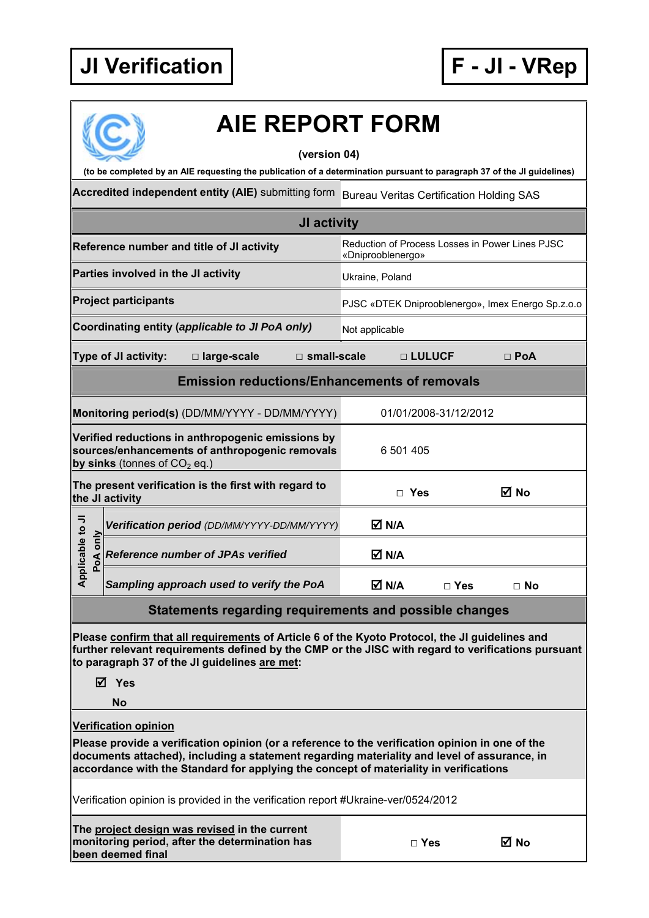**JI Verification** | **F - JI - VRep**

# AIE REPORT FORM

**(version 04)**

**(to be completed by an AIE requesting the publication of a determination pursuant to paragraph 37 of the JI guidelines)**

| | |
|---|---|
| **Accredited independent entity (AIE)** submitting form | Bureau Veritas Certification Holding SAS |
| **JI activity** | |
| **Reference number and title of JI activity** | Reduction of Process Losses in Power Lines PJSC «Dniprooblenergo» |
| **Parties involved in the JI activity** | Ukraine, Poland |
| **Project participants** | PJSC «DTEK Dniprooblenergo», Imex Energo Sp.z.o.o |
| **Coordinating entity (*applicable to JI PoA only*)** | Not applicable |
| **Type of JI activity:** □ large-scale □ small-scale □ LULUCF □ PoA | |
| **Emission reductions/Enhancements of removals** | |
| **Monitoring period(s)** (DD/MM/YYYY - DD/MM/YYYY) | 01/01/2008-31/12/2012 |
| **Verified reductions in anthropogenic emissions by sources/enhancements of anthropogenic removals by sinks** (tonnes of $CO_2$ eq.) | 6 501 405 |
| **The present verification is the first with regard to the JI activity** | □ Yes ☑ No |
| *Applicable to JI PoA only:* ***Verification period*** *(DD/MM/YYYY-DD/MM/YYYY)* | ☑ N/A |
| *Applicable to JI PoA only:* ***Reference number of JPAs verified*** | ☑ N/A |
| *Applicable to JI PoA only:* ***Sampling approach used to verify the PoA*** | ☑ N/A □ Yes □ No |

## Statements regarding requirements and possible changes

**Please confirm that all requirements of Article 6 of the Kyoto Protocol, the JI guidelines and further relevant requirements defined by the CMP or the JISC with regard to verifications pursuant to paragraph 37 of the JI guidelines are met:**

☑ **Yes**

**No**

**Verification opinion**

**Please provide a verification opinion (or a reference to the verification opinion in one of the documents attached), including a statement regarding materiality and level of assurance, in accordance with the Standard for applying the concept of materiality in verifications**

Verification opinion is provided in the verification report #Ukraine-ver/0524/2012

| | |
|---|---|
| **The project design was revised in the current monitoring period, after the determination has been deemed final** | □ Yes ☑ No |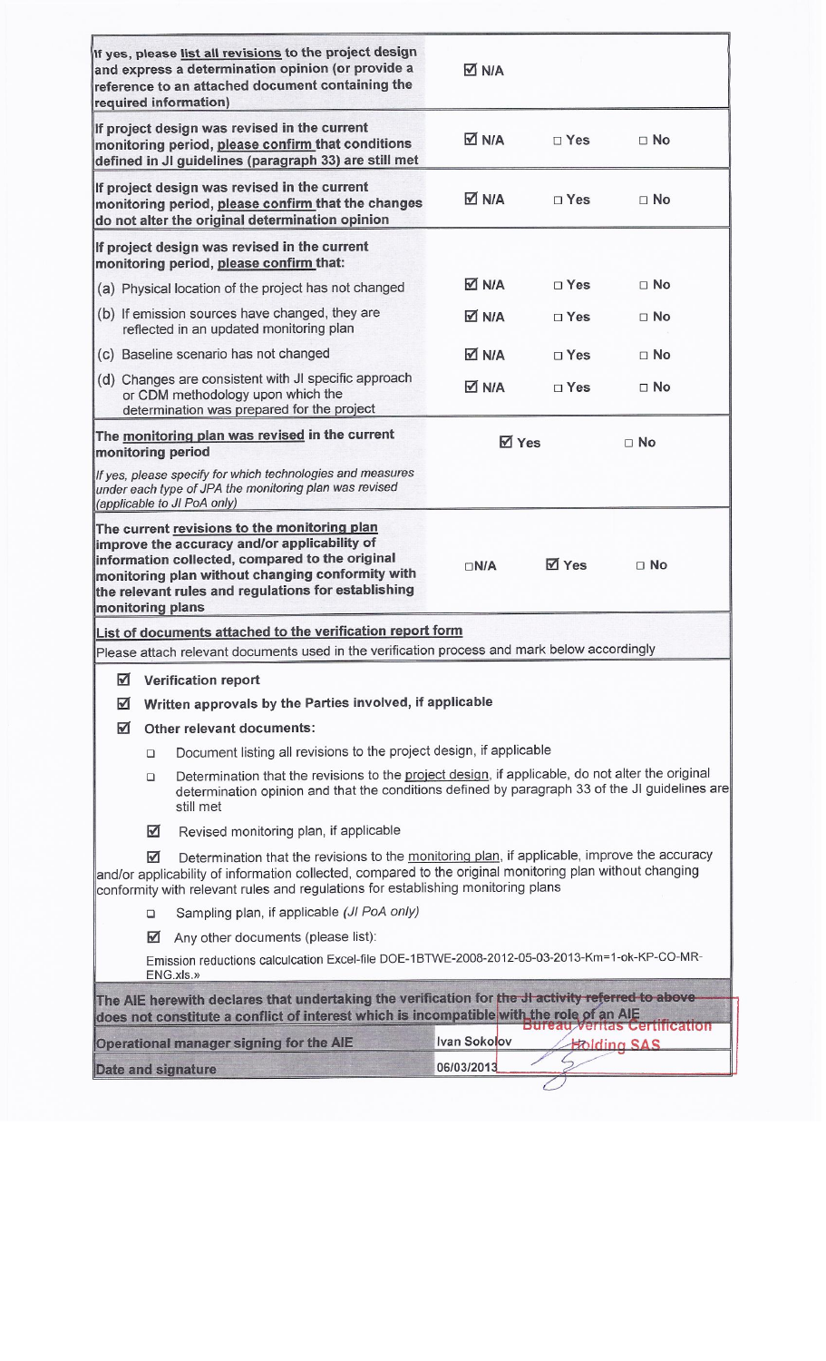| | | | |
|---|---|---|---|
| If yes, please list all revisions to the project design and express a determination opinion (or provide a reference to an attached document containing the required information) | ☑ N/A | | |
| If project design was revised in the current monitoring period, please confirm that conditions defined in JI guidelines (paragraph 33) are still met | ☑ N/A | □ Yes | □ No |
| If project design was revised in the current monitoring period, please confirm that the changes do not alter the original determination opinion | ☑ N/A | □ Yes | □ No |
| If project design was revised in the current monitoring period, please confirm that: | | | |
| (a) Physical location of the project has not changed | ☑ N/A | □ Yes | □ No |
| (b) If emission sources have changed, they are reflected in an updated monitoring plan | ☑ N/A | □ Yes | □ No |
| (c) Baseline scenario has not changed | ☑ N/A | □ Yes | □ No |
| (d) Changes are consistent with JI specific approach or CDM methodology upon which the determination was prepared for the project | ☑ N/A | □ Yes | □ No |
| The monitoring plan was revised in the current monitoring period<br>*If yes, please specify for which technologies and measures under each type of JPA the monitoring plan was revised (applicable to JI PoA only)* | | ☑ Yes | □ No |
| The current revisions to the monitoring plan improve the accuracy and/or applicability of information collected, compared to the original monitoring plan without changing conformity with the relevant rules and regulations for establishing monitoring plans | □N/A | ☑ Yes | □ No |

**List of documents attached to the verification report form**

Please attach relevant documents used in the verification process and mark below accordingly

- ☑ **Verification report**
- ☑ **Written approvals by the Parties involved, if applicable**
- ☑ **Other relevant documents:**
  - □ Document listing all revisions to the project design, if applicable
  - □ Determination that the revisions to the project design, if applicable, do not alter the original determination opinion and that the conditions defined by paragraph 33 of the JI guidelines are still met
  - ☑ Revised monitoring plan, if applicable
  - ☑ Determination that the revisions to the monitoring plan, if applicable, improve the accuracy and/or applicability of information collected, compared to the original monitoring plan without changing conformity with relevant rules and regulations for establishing monitoring plans
  - □ Sampling plan, if applicable *(JI PoA only)*
  - ☑ Any other documents (please list):

    Emission reductions calculcation Excel-file DOE-1BTWE-2008-2012-05-03-2013-Km=1-ok-KP-CO-MR-ENG.xls.»

| | |
|---|---|
| **The AIE herewith declares that undertaking the verification for the JI activity referred to above does not constitute a conflict of interest which is incompatible with the role of an AIE** | |
| **Operational manager signing for the AIE** | Ivan Sokolov |
| **Date and signature** | 06/03/2013 |

Bureau Veritas Certification Holding SAS